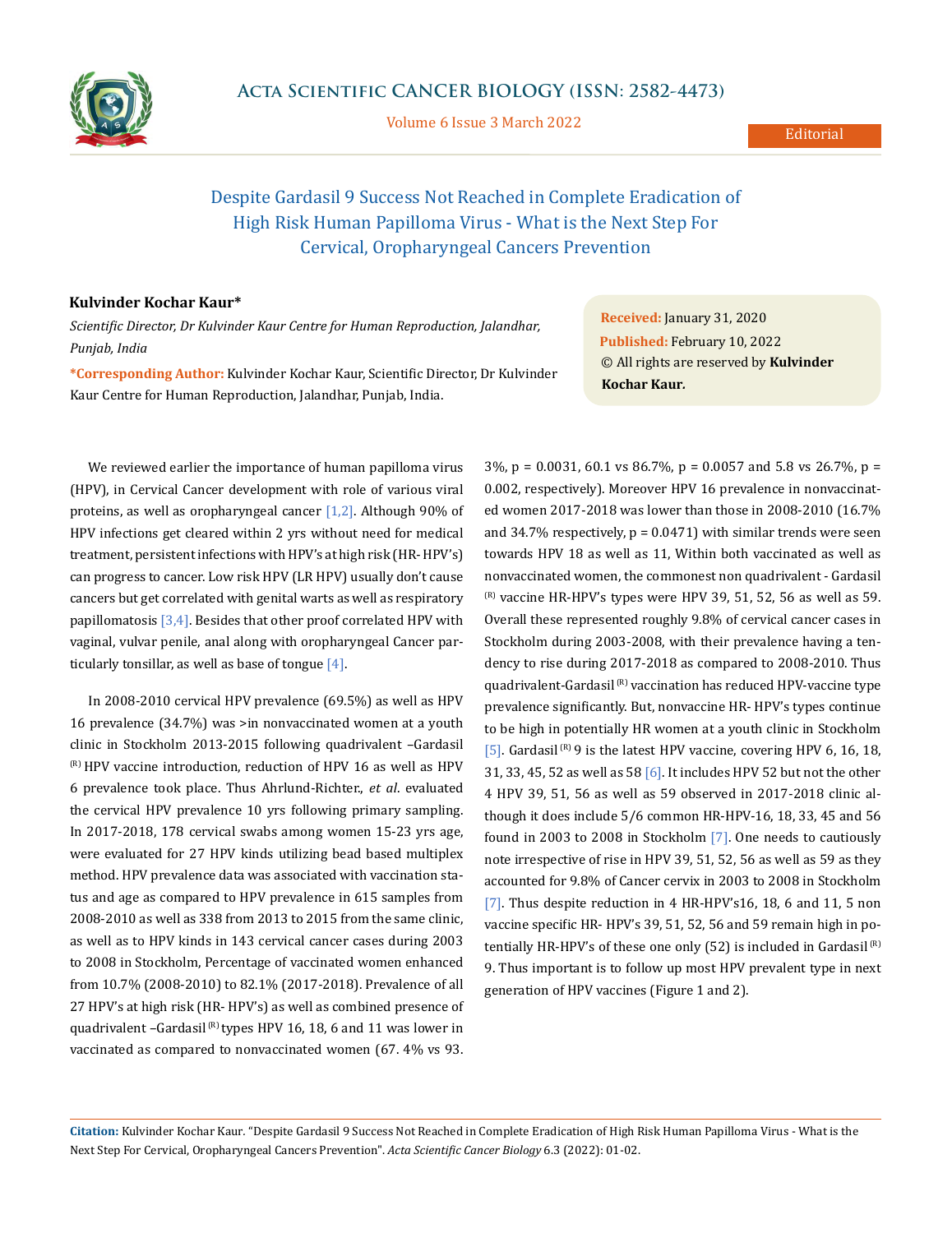# Despite Gardasil 9 Success Not Reached in Complete Eradication of High Risk Human Papilloma Virus - What is the Next Step For Cervical, Oropharyngeal Cancers Prevention

**Kulvinder Kochar Kaur***

*Scientific Director, Dr Kulvinder Kaur Centre for Human Reproduction, Jalandhar, Punjab, India*

***Corresponding Author:** Kulvinder Kochar Kaur, Scientific Director, Dr Kulvinder Kaur Centre for Human Reproduction, Jalandhar, Punjab, India.

**Received:** January 31, 2020
**Published:** February 10, 2022
© All rights are reserved by **Kulvinder Kochar Kaur.**

We reviewed earlier the importance of human papilloma virus (HPV), in Cervical Cancer development with role of various viral proteins, as well as oropharyngeal cancer [1,2]. Although 90% of HPV infections get cleared within 2 yrs without need for medical treatment, persistent infections with HPV's at high risk (HR- HPV's) can progress to cancer. Low risk HPV (LR HPV) usually don't cause cancers but get correlated with genital warts as well as respiratory papillomatosis [3,4]. Besides that other proof correlated HPV with vaginal, vulvar penile, anal along with oropharyngeal Cancer particularly tonsillar, as well as base of tongue [4].

In 2008-2010 cervical HPV prevalence (69.5%) as well as HPV 16 prevalence (34.7%) was >in nonvaccinated women at a youth clinic in Stockholm 2013-2015 following quadrivalent –Gardasil (R) HPV vaccine introduction, reduction of HPV 16 as well as HPV 6 prevalence took place. Thus Ahrlund-Richter., *et al*. evaluated the cervical HPV prevalence 10 yrs following primary sampling. In 2017-2018, 178 cervical swabs among women 15-23 yrs age, were evaluated for 27 HPV kinds utilizing bead based multiplex method. HPV prevalence data was associated with vaccination status and age as compared to HPV prevalence in 615 samples from 2008-2010 as well as 338 from 2013 to 2015 from the same clinic, as well as to HPV kinds in 143 cervical cancer cases during 2003 to 2008 in Stockholm, Percentage of vaccinated women enhanced from 10.7% (2008-2010) to 82.1% (2017-2018). Prevalence of all 27 HPV's at high risk (HR- HPV's) as well as combined presence of quadrivalent –Gardasil (R) types HPV 16, 18, 6 and 11 was lower in vaccinated as compared to nonvaccinated women (67. 4% vs 93. 3%, p = 0.0031, 60.1 vs 86.7%, p = 0.0057 and 5.8 vs 26.7%, p = 0.002, respectively). Moreover HPV 16 prevalence in nonvaccinated women 2017-2018 was lower than those in 2008-2010 (16.7% and 34.7% respectively, p = 0.0471) with similar trends were seen towards HPV 18 as well as 11, Within both vaccinated as well as nonvaccinated women, the commonest non quadrivalent - Gardasil (R) vaccine HR-HPV's types were HPV 39, 51, 52, 56 as well as 59. Overall these represented roughly 9.8% of cervical cancer cases in Stockholm during 2003-2008, with their prevalence having a tendency to rise during 2017-2018 as compared to 2008-2010. Thus quadrivalent-Gardasil (R) vaccination has reduced HPV-vaccine type prevalence significantly. But, nonvaccine HR- HPV's types continue to be high in potentially HR women at a youth clinic in Stockholm [5]. Gardasil (R) 9 is the latest HPV vaccine, covering HPV 6, 16, 18, 31, 33, 45, 52 as well as 58 [6]. It includes HPV 52 but not the other 4 HPV 39, 51, 56 as well as 59 observed in 2017-2018 clinic although it does include 5/6 common HR-HPV-16, 18, 33, 45 and 56 found in 2003 to 2008 in Stockholm [7]. One needs to cautiously note irrespective of rise in HPV 39, 51, 52, 56 as well as 59 as they accounted for 9.8% of Cancer cervix in 2003 to 2008 in Stockholm [7]. Thus despite reduction in 4 HR-HPV's16, 18, 6 and 11, 5 non vaccine specific HR- HPV's 39, 51, 52, 56 and 59 remain high in potentially HR-HPV's of these one only (52) is included in Gardasil (R) 9. Thus important is to follow up most HPV prevalent type in next generation of HPV vaccines (Figure 1 and 2).

**Citation:** Kulvinder Kochar Kaur. "Despite Gardasil 9 Success Not Reached in Complete Eradication of High Risk Human Papilloma Virus - What is the Next Step For Cervical, Oropharyngeal Cancers Prevention". *Acta Scientific Cancer Biology* 6.3 (2022): 01-02.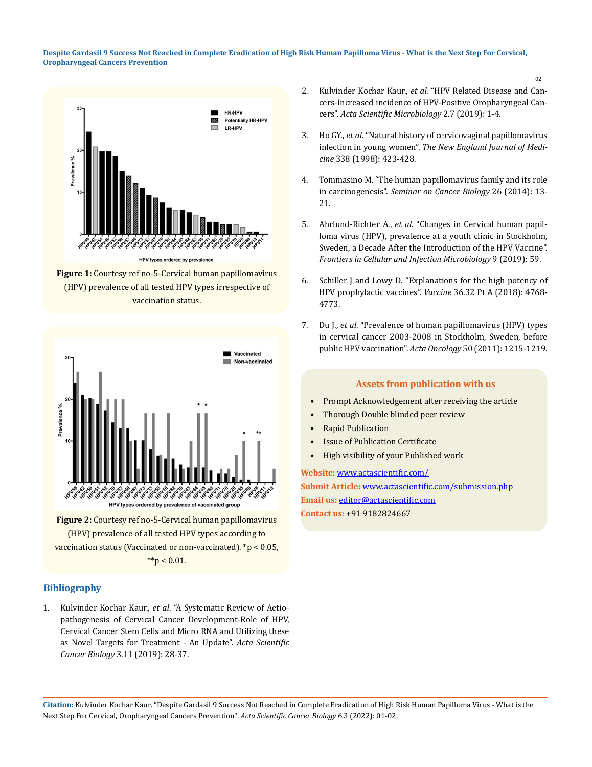30

20

10

0

Prevalence %

HR-HPV

Potentially HR-HPV

LR-HPV

HPV56 HPV42 HPV51 HPV59 HPV52 HPV39 HPV53 HPV66 HPV73 HPV33 HPV67 HPV16 HPV58 HPV44 HPV45 HPV82 HPV43 HPV30 HPV31 HPV68 HPV26 HPV35 HPV70 HPV6 HPV69 HPV18 HPV11

HPV types ordered by prevalence

**Figure 1:** Courtesy ref no-5-Cervical human papillomavirus (HPV) prevalence of all tested HPV types irrespective of vaccination status.

30

20

10

0

Prevalence %

Vaccinated

Non-vaccinated

\* \* \* \*\*

HPV56 HPV42 HPV59 HPV51 HPV52 HPV39 HPV53 HPV66 HPV67 HPV73 HPV33 HPV58 HPV16 HPV82 HPV30 HPV43 HPV44 HPV45 HPV68 HPV31 HPV70 HPV26 HPV35 HPV69 HPV6 HPV11 HPV18

HPV types ordered by prevalence of vaccinated group

**Figure 2:** Courtesy ref no-5-Cervical human papillomavirus (HPV) prevalence of all tested HPV types according to vaccination status (Vaccinated or non-vaccinated). $*p < 0.05$, $**p < 0.01$.

## Bibliography

1. Kulvinder Kochar Kaur., *et al*. "A Systematic Review of Aetiopathogenesis of Cervical Cancer Development-Role of HPV, Cervical Cancer Stem Cells and Micro RNA and Utilizing these as Novel Targets for Treatment - An Update". *Acta Scientific Cancer Biology* 3.11 (2019): 28-37.
2. Kulvinder Kochar Kaur., *et al*. "HPV Related Disease and Cancers-Increased incidence of HPV-Positive Oropharyngeal Cancers". *Acta Scientific Microbiology* 2.7 (2019): 1-4.
3. Ho GY., *et al*. "Natural history of cervicovaginal papillomavirus infection in young women". *The New England Journal of Medicine* 338 (1998): 423-428.
4. Tommasino M. "The human papillomavirus family and its role in carcinogenesis". *Seminar on Cancer Biology* 26 (2014): 13-21.
5. Ahrlund-Richter A., *et al*. "Changes in Cervical human papilloma virus (HPV), prevalence at a youth clinic in Stockholm, Sweden, a Decade After the Introduction of the HPV Vaccine". *Frontiers in Cellular and Infection Microbiology* 9 (2019): 59.
6. Schiller J and Lowy D. "Explanations for the high potency of HPV prophylactic vaccines". *Vaccine* 36.32 Pt A (2018): 4768-4773.
7. Du J., *et al*. "Prevalence of human papillomavirus (HPV) types in cervical cancer 2003-2008 in Stockholm, Sweden, before public HPV vaccination". *Acta Oncology* 50 (2011): 1215-1219.

### Assets from publication with us

- Prompt Acknowledgement after receiving the article
- Thorough Double blinded peer review
- Rapid Publication
- Issue of Publication Certificate
- High visibility of your Published work

**Website:** www.actascientific.com/

**Submit Article:** www.actascientific.com/submission.php

**Email us:** editor@actascientific.com

**Contact us:** +91 9182824667